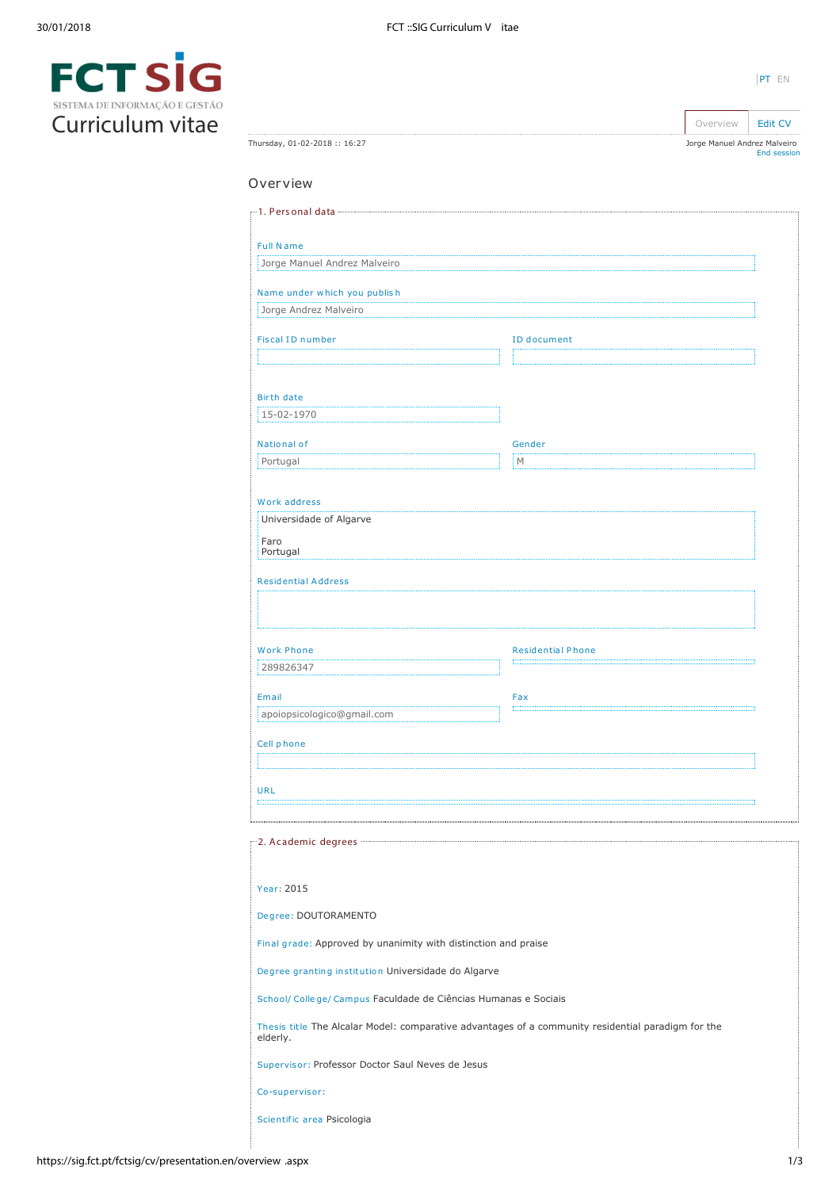# FCT SIG

SISTEMA DE INFORMAÇÃO E GESTÃO

Curriculum vitae

PT EN

Overview | Edit CV

Thursday, 01-02-2018 :: 16:27

Jorge Manuel Andrez Malveiro
End session

## Overview

### 1. Personal data

**Full Name**
Jorge Manuel Andrez Malveiro

**Name under which you publish**
Jorge Andrez Malveiro

**Fiscal ID number**

**ID document**

**Birth date**
15-02-1970

**National of**
Portugal

**Gender**
M

**Work address**
Universidade of Algarve

Faro
Portugal

**Residential Address**

**Work Phone**
289826347

**Residential Phone**

**Email**
apoiopsicologico@gmail.com

**Fax**

**Cell phone**

**URL**

### 2. Academic degrees

**Year:** 2015

**Degree:** DOUTORAMENTO

**Final grade:** Approved by unanimity with distinction and praise

**Degree granting institution** Universidade do Algarve

**School/ College/ Campus** Faculdade de Ciências Humanas e Sociais

**Thesis title** The Alcalar Model: comparative advantages of a community residential paradigm for the elderly.

**Supervisor:** Professor Doctor Saul Neves de Jesus

**Co-supervisor:**

**Scientific area** Psicologia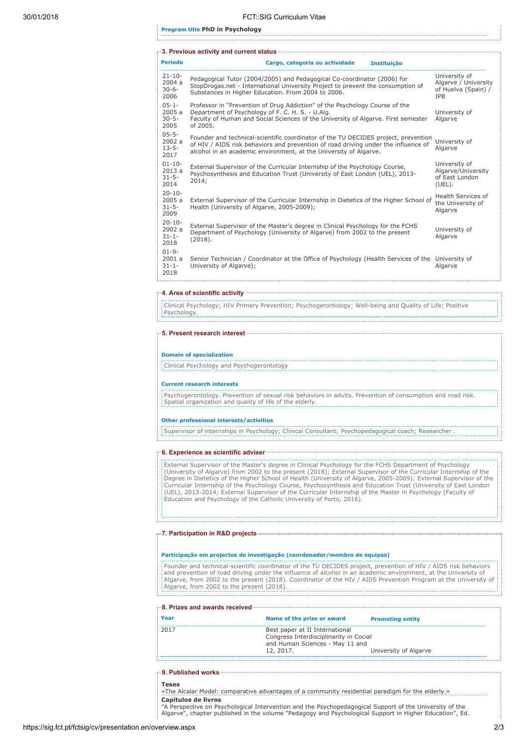**Program title** PhD in Psychology

## 3. Previous activity and current status

| Período | Cargo, categoria ou actividade | Instituição |
|---|---|---|
| 21-10-2004 a 30-6-2006 | Pedagogical Tutor (2004/2005) and Pedagogical Co-coordinator (2006) for StopDrogas.net - International University Project to prevent the consumption of Substances in Higher Education. From 2004 to 2006. | University of Algarve / University of Huelva (Spain) / IPB |
| 05-1-2005 a 30-5-2005 | Professor in "Prevention of Drug Addiction" of the Psychology Course of the Department of Psychology of F. C. H. S. - U.Alg. Faculty of Human and Social Sciences of the University of Algarve. First semester of 2005. | University of Algarve |
| 05-5-2002 a 13-5-2017 | Founder and technical-scientific coordinator of the TU DECIDES project, prevention of HIV / AIDS risk behaviors and prevention of road driving under the influence of alcohol in an academic environment, at the University of Algarve. | University of Algarve |
| 01-10-2013 a 31-5-2014 | External Supervisor of the Curricular Internship of the Psychology Course, Psychosynthesis and Education Trust (University of East London (UEL), 2013-2014; | University of Algarve/University of East London (UEL). |
| 20-10-2005 a 31-5-2009 | External Supervisor of the Curricular Internship in Dietetics of the Higher School of Health (University of Algarve, 2005-2009); | Health Services of the University of Algarve |
| 20-10-2002 a 31-1-2018 | External Supervisor of the Master's degree in Clinical Psychology for the FCHS Department of Psychology (University of Algarve) from 2002 to the present (2018). | University of Algarve |
| 01-9-2001 a 31-1-2018 | Senior Technician / Coordinator at the Office of Psychology (Health Services of the University of Algarve); | University of Algarve |

## 4. Area of scientific activity

Clinical Psychology; HIV Primary Prevention; Psychogerontology; Well-being and Quality of Life; Positive Psychology.

## 5. Present research interest

**Domain of specialization**

Clinical Psychology and Psychogerontology

**Current research interests**

Psychogerontology. Prevention of sexual risk behaviors in adults. Prevention of consumption and road risk. Spatial organization and quality of life of the elderly.

**Other professional interests/activities**

Supervisor of internships in Psychology; Clinical Consultant; Psychopedagogical coach; Researcher .

## 6. Experience as scientific adviser

External Supervisor of the Master's degree in Clinical Psychology for the FCHS Department of Psychology (University of Algarve) from 2002 to the present (2018); External Supervisor of the Curricular Internship of the Degree in Dietetics of the Higher School of Health (University of Algarve, 2005-2009); External Supervisor of the Curricular Internship of the Psychology Course, Psychosynthesis and Education Trust (University of East London (UEL), 2013-2014; External Supervisor of the Curricular Internship of the Master in Psychology (Faculty of Education and Psychology of the Catholic University of Porto, 2016).

## 7. Participation in R&D projects

**Participação em projectos de investigação (coordenador/membro de equipas)**

Founder and technical-scientific coordinator of the TU DECIDES project, prevention of HIV / AIDS risk behaviors and prevention of road driving under the influence of alcohol in an academic environment, at the University of Algarve, from 2002 to the present (2018). Coordinator of the HIV / AIDS Prevention Program at the University of Algarve, from 2002 to the present (2018).

## 8. Prizes and awards received

| Year | Name of the prize or award | Promoting entity |
|---|---|---|
| 2017 | Best paper at II International Congress Interdisciplinarity in Cocial and Human Sciences - May 11 and 12, 2017. | University of Algarve |

## 9. Published works

**Teses**

«The Alcalar Model: comparative advantages of a community residential paradigm for the elderly.»

**Capítulos de livros**

"A Perspective on Psychological Intervention and the Psychopedagogical Support of the University of the Algarve", chapter published in the volume "Pedagogy and Psychological Support in Higher Education", Ed.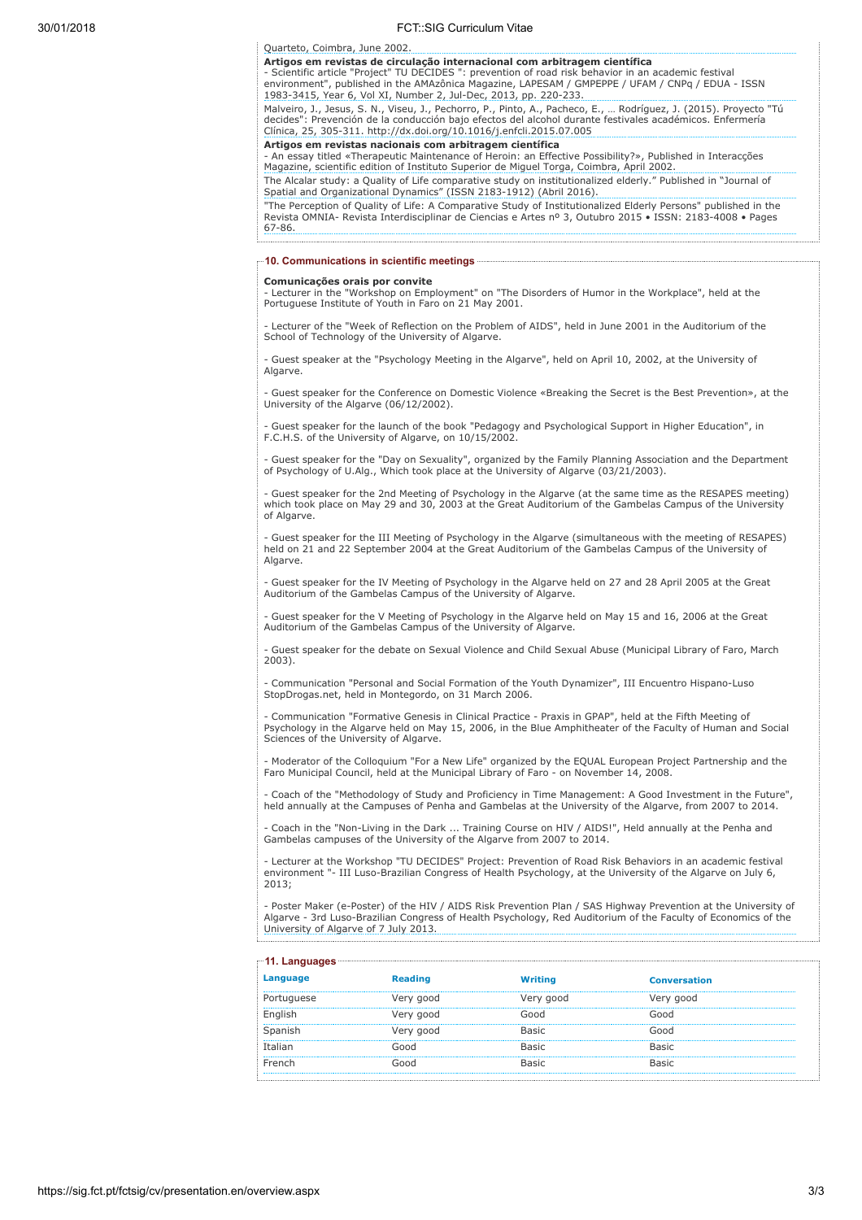Quarteto, Coimbra, June 2002.

**Artigos em revistas de circulação internacional com arbitragem científica**

- Scientific article "Project" TU DECIDES ": prevention of road risk behavior in an academic festival environment", published in the AMAzônica Magazine, LAPESAM / GMPEPPE / UFAM / CNPq / EDUA - ISSN 1983-3415, Year 6, Vol XI, Number 2, Jul-Dec, 2013, pp. 220-233.

Malveiro, J., Jesus, S. N., Viseu, J., Pechorro, P., Pinto, A., Pacheco, E., … Rodríguez, J. (2015). Proyecto "Tú decides": Prevención de la conducción bajo efectos del alcohol durante festivales académicos. Enfermería Clínica, 25, 305-311. http://dx.doi.org/10.1016/j.enfcli.2015.07.005

**Artigos em revistas nacionais com arbitragem científica**

- An essay titled «Therapeutic Maintenance of Heroin: an Effective Possibility?», Published in Interacções Magazine, scientific edition of Instituto Superior de Miguel Torga, Coimbra, April 2002.

The Alcalar study: a Quality of Life comparative study on institutionalized elderly." Published in "Journal of Spatial and Organizational Dynamics" (ISSN 2183-1912) (Abril 2016).

"The Perception of Quality of Life: A Comparative Study of Institutionalized Elderly Persons" published in the Revista OMNIA- Revista Interdisciplinar de Ciencias e Artes nº 3, Outubro 2015 • ISSN: 2183-4008 • Pages 67-86.

## 10. Communications in scientific meetings

**Comunicações orais por convite**

- Lecturer in the "Workshop on Employment" on "The Disorders of Humor in the Workplace", held at the Portuguese Institute of Youth in Faro on 21 May 2001.

- Lecturer of the "Week of Reflection on the Problem of AIDS", held in June 2001 in the Auditorium of the School of Technology of the University of Algarve.

- Guest speaker at the "Psychology Meeting in the Algarve", held on April 10, 2002, at the University of Algarve.

- Guest speaker for the Conference on Domestic Violence «Breaking the Secret is the Best Prevention», at the University of the Algarve (06/12/2002).

- Guest speaker for the launch of the book "Pedagogy and Psychological Support in Higher Education", in F.C.H.S. of the University of Algarve, on 10/15/2002.

- Guest speaker for the "Day on Sexuality", organized by the Family Planning Association and the Department of Psychology of U.Alg., Which took place at the University of Algarve (03/21/2003).

- Guest speaker for the 2nd Meeting of Psychology in the Algarve (at the same time as the RESAPES meeting) which took place on May 29 and 30, 2003 at the Great Auditorium of the Gambelas Campus of the University of Algarve.

- Guest speaker for the III Meeting of Psychology in the Algarve (simultaneous with the meeting of RESAPES) held on 21 and 22 September 2004 at the Great Auditorium of the Gambelas Campus of the University of Algarve.

- Guest speaker for the IV Meeting of Psychology in the Algarve held on 27 and 28 April 2005 at the Great Auditorium of the Gambelas Campus of the University of Algarve.

- Guest speaker for the V Meeting of Psychology in the Algarve held on May 15 and 16, 2006 at the Great Auditorium of the Gambelas Campus of the University of Algarve.

- Guest speaker for the debate on Sexual Violence and Child Sexual Abuse (Municipal Library of Faro, March 2003).

- Communication "Personal and Social Formation of the Youth Dynamizer", III Encuentro Hispano-Luso StopDrogas.net, held in Montegordo, on 31 March 2006.

- Communication "Formative Genesis in Clinical Practice - Praxis in GPAP", held at the Fifth Meeting of Psychology in the Algarve held on May 15, 2006, in the Blue Amphitheater of the Faculty of Human and Social Sciences of the University of Algarve.

- Moderator of the Colloquium "For a New Life" organized by the EQUAL European Project Partnership and the Faro Municipal Council, held at the Municipal Library of Faro - on November 14, 2008.

- Coach of the "Methodology of Study and Proficiency in Time Management: A Good Investment in the Future", held annually at the Campuses of Penha and Gambelas at the University of the Algarve, from 2007 to 2014.

- Coach in the "Non-Living in the Dark ... Training Course on HIV / AIDS!", Held annually at the Penha and Gambelas campuses of the University of the Algarve from 2007 to 2014.

- Lecturer at the Workshop "TU DECIDES" Project: Prevention of Road Risk Behaviors in an academic festival environment "- III Luso-Brazilian Congress of Health Psychology, at the University of the Algarve on July 6, 2013;

- Poster Maker (e-Poster) of the HIV / AIDS Risk Prevention Plan / SAS Highway Prevention at the University of Algarve - 3rd Luso-Brazilian Congress of Health Psychology, Red Auditorium of the Faculty of Economics of the University of Algarve of 7 July 2013.

## 11. Languages

| Language | Reading | Writing | Conversation |
|---|---|---|---|
| Portuguese | Very good | Very good | Very good |
| English | Very good | Good | Good |
| Spanish | Very good | Basic | Good |
| Italian | Good | Basic | Basic |
| French | Good | Basic | Basic |